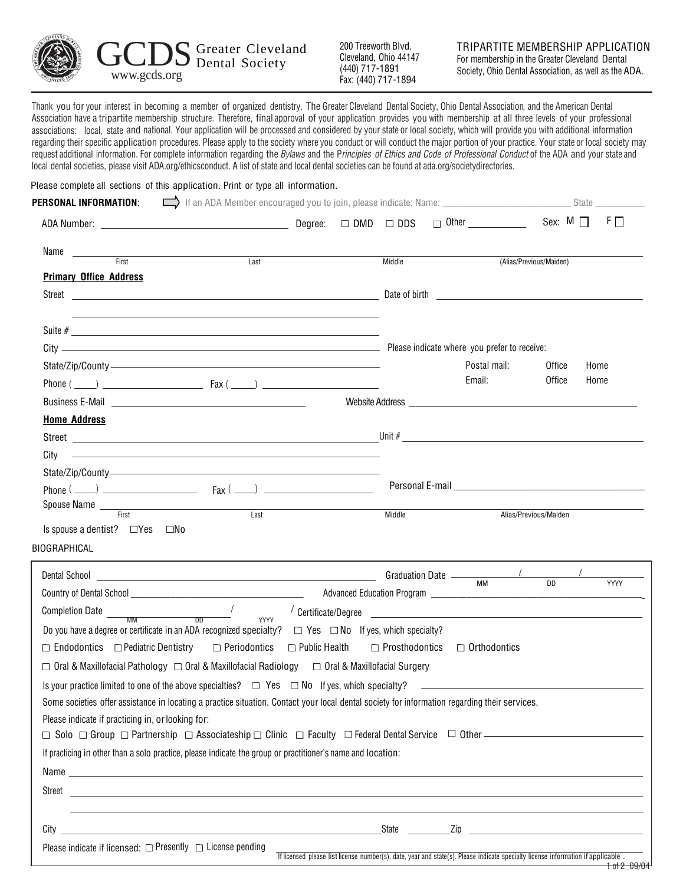# GCDS Greater Cleveland Dental Society

www.gcds.org

200 Treeworth Blvd.
Cleveland, Ohio 44147
(440) 717-1891
Fax: (440) 717-1894

## TRIPARTITE MEMBERSHIP APPLICATION

For membership in the Greater Cleveland Dental Society, Ohio Dental Association, as well as the ADA.

Thank you for your interest in becoming a member of organized dentistry. The Greater Cleveland Dental Society, Ohio Dental Association, and the American Dental Association have a tripartite membership structure. Therefore, final approval of your application provides you with membership at all three levels of your professional associations: local, state and national. Your application will be processed and considered by your state or local society, which will provide you with additional information regarding their specific application procedures. Please apply to the society where you conduct or will conduct the major portion of your practice. Your state or local society may request additional information. For complete information regarding the *Bylaws* and the *Principles of Ethics and Code of Professional Conduct* of the ADA and your state and local dental societies, please visit ADA.org/ethicsconduct. A list of state and local dental societies can be found at ada.org/societydirectories.

Please complete all sections of this application. Print or type all information.

**PERSONAL INFORMATION**: If an ADA Member encouraged you to join, please indicate: Name: ______________ State ______

ADA Number: ______________ Degree: ☐ DMD ☐ DDS ☐ Other ______ Sex: M ☐ F ☐

Name ______________________________________________
First / Last / Middle / (Alias/Previous/Maiden)

**Primary Office Address**

Street ______________________ Date of birth ______________

Suite # ______________

City ______________ Please indicate where you prefer to receive:

State/Zip/County ______________ Postal mail: Office Home

Phone (____) ______________ Fax (____) ______________ Email: Office Home

Business E-Mail ______________ Website Address ______________

**Home Address**

Street ______________ Unit # ______________

City ______________

State/Zip/County ______________

Phone (____) ______________ Fax (____) ______________ Personal E-mail ______________

Spouse Name ______________________________________________
First / Last / Middle / Alias/Previous/Maiden

Is spouse a dentist? ☐Yes ☐No

BIOGRAPHICAL

Dental School ______________ Graduation Date ____ / ____ / ____ (MM / DD / YYYY)

Country of Dental School ______________ Advanced Education Program ______________

Completion Date ____ / ____ / ____ (MM / DD / YYYY) Certificate/Degree ______________

Do you have a degree or certificate in an ADA recognized specialty? ☐ Yes ☐ No If yes, which specialty?

☐ Endodontics ☐ Pediatric Dentistry ☐ Periodontics ☐ Public Health ☐ Prosthodontics ☐ Orthodontics

☐ Oral & Maxillofacial Pathology ☐ Oral & Maxillofacial Radiology ☐ Oral & Maxillofacial Surgery

Is your practice limited to one of the above specialties? ☐ Yes ☐ No If yes, which specialty? ______________

Some societies offer assistance in locating a practice situation. Contact your local dental society for information regarding their services.

Please indicate if practicing in, or looking for:

☐ Solo ☐ Group ☐ Partnership ☐ Associateship ☐ Clinic ☐ Faculty ☐ Federal Dental Service ☐ Other ______________

If practicing in other than a solo practice, please indicate the group or practitioner's name and location:

Name ______________

Street ______________

City ______________ State ______ Zip ______________

Please indicate if licensed: ☐ Presently ☐ License pending ______________
If licensed please list license number(s), date, year and state(s). Please indicate specialty license information if applicable .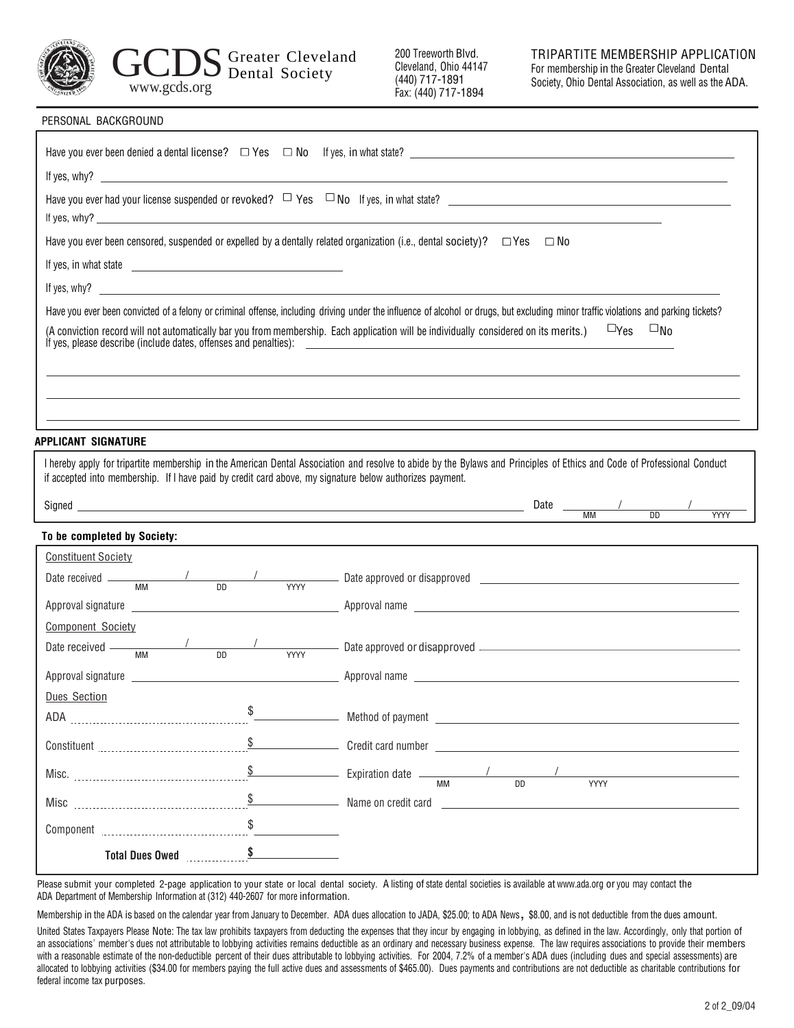GCDS Greater Cleveland Dental Society
www.gcds.org

200 Treeworth Blvd.
Cleveland, Ohio 44147
(440) 717-1891
Fax: (440) 717-1894

## TRIPARTITE MEMBERSHIP APPLICATION

For membership in the Greater Cleveland Dental Society, Ohio Dental Association, as well as the ADA.

### PERSONAL BACKGROUND

Have you ever been denied a dental license? ☐ Yes ☐ No If yes, in what state? ______

If yes, why? ______

Have you ever had your license suspended or revoked? ☐ Yes ☐ No If yes, in what state? ______

If yes, why? ______

Have you ever been censored, suspended or expelled by a dentally related organization (i.e., dental society)? ☐ Yes ☐ No

If yes, in what state ______

If yes, why? ______

Have you ever been convicted of a felony or criminal offense, including driving under the influence of alcohol or drugs, but excluding minor traffic violations and parking tickets?

(A conviction record will not automatically bar you from membership. Each application will be individually considered on its merits.) ☐ Yes ☐ No

If yes, please describe (include dates, offenses and penalties): ______

______

______

______

### APPLICANT SIGNATURE

I hereby apply for tripartite membership in the American Dental Association and resolve to abide by the Bylaws and Principles of Ethics and Code of Professional Conduct if accepted into membership. If I have paid by credit card above, my signature below authorizes payment.

Signed ______ Date ____/____/____ (MM / DD / YYYY)

### To be completed by Society:

**Constituent Society**

Date received ____/____/____ (MM / DD / YYYY) Date approved or disapproved ______

Approval signature ______ Approval name ______

**Component Society**

Date received ____/____/____ (MM / DD / YYYY) Date approved or disapproved ______

Approval signature ______ Approval name ______

**Dues Section**

ADA ______ $ ______ Method of payment ______

Constituent ______ $ ______ Credit card number ______

Misc. ______ $ ______ Expiration date ____/____/____ (MM / DD / YYYY)

Misc ______ $ ______ Name on credit card ______

Component ______ $ ______

**Total Dues Owed** ______ **$** ______

Please submit your completed 2-page application to your state or local dental society. A listing of state dental societies is available at www.ada.org or you may contact the ADA Department of Membership Information at (312) 440-2607 for more information.

Membership in the ADA is based on the calendar year from January to December. ADA dues allocation to JADA, $25.00; to ADA News, $8.00, and is not deductible from the dues amount.

United States Taxpayers Please Note: The tax law prohibits taxpayers from deducting the expenses that they incur by engaging in lobbying, as defined in the law. Accordingly, only that portion of an associations' member's dues not attributable to lobbying activities remains deductible as an ordinary and necessary business expense. The law requires associations to provide their members with a reasonable estimate of the non-deductible percent of their dues attributable to lobbying activities. For 2004, 7.2% of a member's ADA dues (including dues and special assessments) are allocated to lobbying activities ($34.00 for members paying the full active dues and assessments of $465.00). Dues payments and contributions are not deductible as charitable contributions for federal income tax purposes.